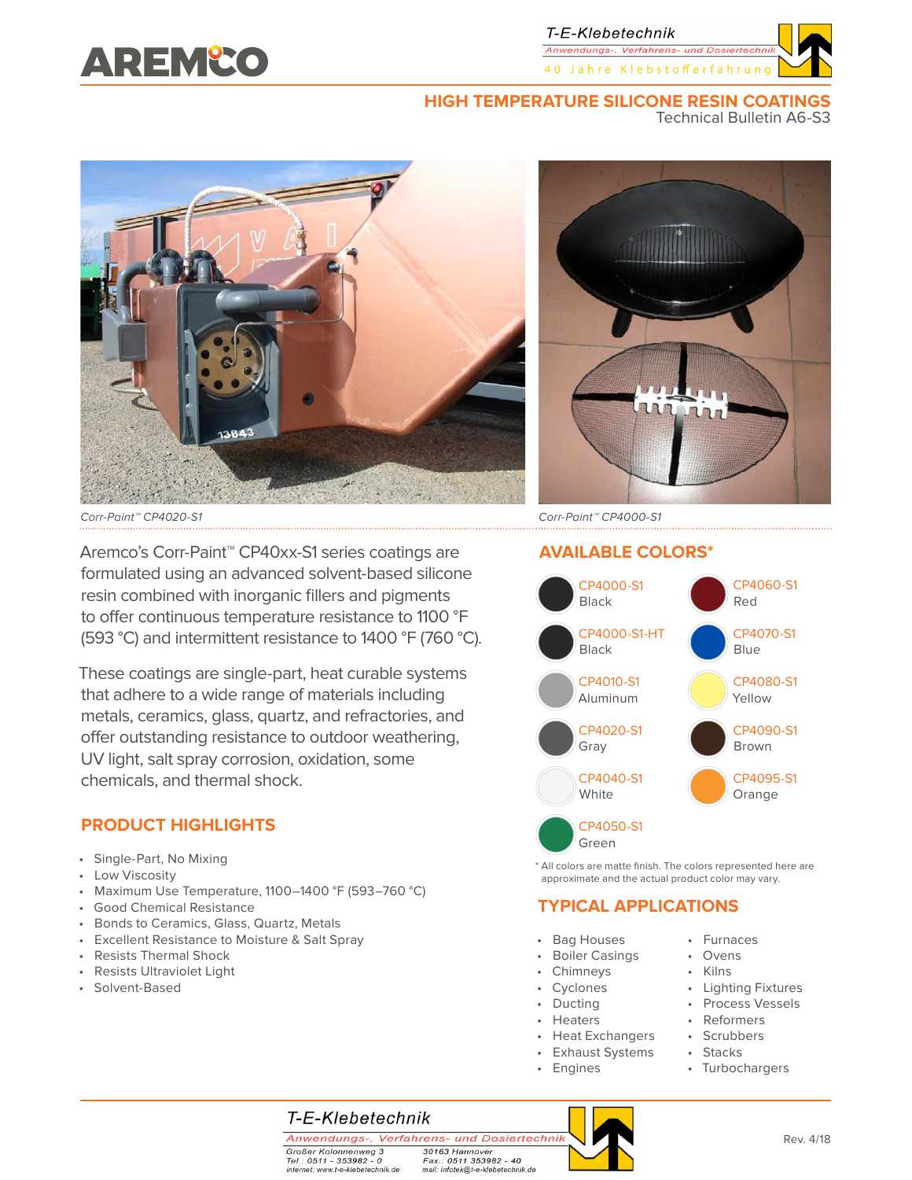AREMCO

T-E-Klebetechnik
Anwendungs-, Verfahrens- und Dosiertechnik
40 Jahre Klebstofferfahrung

# HIGH TEMPERATURE SILICONE RESIN COATINGS

Technical Bulletin A6-S3

*Corr-Paint™ CP4020-S1*

*Corr-Paint™ CP4000-S1*

Aremco's Corr-Paint™ CP40xx-S1 series coatings are formulated using an advanced solvent-based silicone resin combined with inorganic fillers and pigments to offer continuous temperature resistance to 1100 °F (593 °C) and intermittent resistance to 1400 °F (760 °C).

These coatings are single-part, heat curable systems that adhere to a wide range of materials including metals, ceramics, glass, quartz, and refractories, and offer outstanding resistance to outdoor weathering, UV light, salt spray corrosion, oxidation, some chemicals, and thermal shock.

## PRODUCT HIGHLIGHTS

- Single-Part, No Mixing
- Low Viscosity
- Maximum Use Temperature, 1100–1400 °F (593–760 °C)
- Good Chemical Resistance
- Bonds to Ceramics, Glass, Quartz, Metals
- Excellent Resistance to Moisture & Salt Spray
- Resists Thermal Shock
- Resists Ultraviolet Light
- Solvent-Based

## AVAILABLE COLORS*

- CP4000-S1 Black
- CP4000-S1-HT Black
- CP4010-S1 Aluminum
- CP4020-S1 Gray
- CP4040-S1 White
- CP4050-S1 Green
- CP4060-S1 Red
- CP4070-S1 Blue
- CP4080-S1 Yellow
- CP4090-S1 Brown
- CP4095-S1 Orange

\* All colors are matte finish. The colors represented here are approximate and the actual product color may vary.

## TYPICAL APPLICATIONS

- Bag Houses
- Boiler Casings
- Chimneys
- Cyclones
- Ducting
- Heaters
- Heat Exchangers
- Exhaust Systems
- Engines
- Furnaces
- Ovens
- Kilns
- Lighting Fixtures
- Process Vessels
- Reformers
- Scrubbers
- Stacks
- Turbochargers

T-E-Klebetechnik
Anwendungs-, Verfahrens- und Dosiertechnik
Großer Kolonnenweg 3 | 30163 Hannover
Tel.: 0511 - 353982 - 0 | Fax.: 0511 353982 - 40
internet: www.t-e-klebetechnik.de | mail: infotek@t-e-klebetechnik.de

Rev. 4/18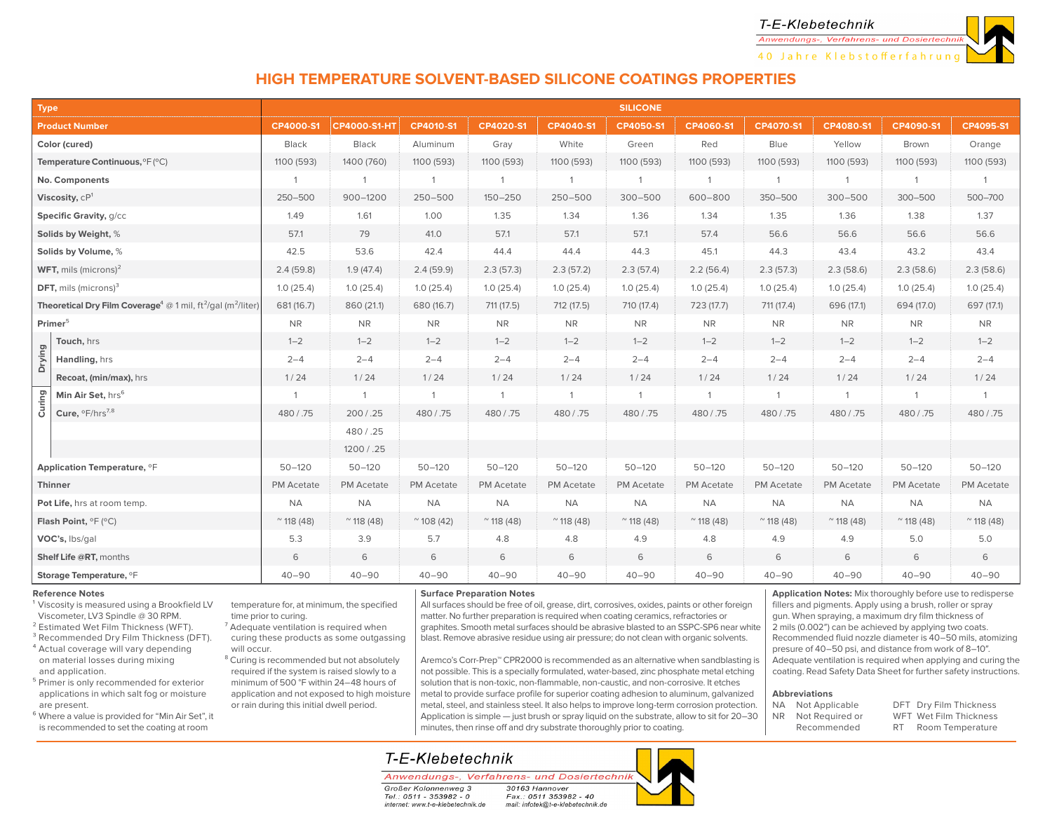T-E-Klebetechnik

Anwendungs-, Verfahrens- und Dosiertechnik

40 Jahre Klebstofferfahrung

# HIGH TEMPERATURE SOLVENT-BASED SILICONE COATINGS PROPERTIES

| Type | | SILICONE | | | | | | | | | | |
|---|---|---|---|---|---|---|---|---|---|---|---|---|
| **Product Number** | | **CP4000-S1** | **CP4000-S1-HT** | **CP4010-S1** | **CP4020-S1** | **CP4040-S1** | **CP4050-S1** | **CP4060-S1** | **CP4070-S1** | **CP4080-S1** | **CP4090-S1** | **CP4095-S1** |
| **Color (cured)** | | Black | Black | Aluminum | Gray | White | Green | Red | Blue | Yellow | Brown | Orange |
| **Temperature Continuous,** °F (°C) | | 1100 (593) | 1400 (760) | 1100 (593) | 1100 (593) | 1100 (593) | 1100 (593) | 1100 (593) | 1100 (593) | 1100 (593) | 1100 (593) | 1100 (593) |
| **No. Components** | | 1 | 1 | 1 | 1 | 1 | 1 | 1 | 1 | 1 | 1 | 1 |
| **Viscosity,** cP[1] | | 250–500 | 900–1200 | 250–500 | 150–250 | 250–500 | 300–500 | 600–800 | 350–500 | 300–500 | 300–500 | 500–700 |
| **Specific Gravity,** g/cc | | 1.49 | 1.61 | 1.00 | 1.35 | 1.34 | 1.36 | 1.34 | 1.35 | 1.36 | 1.38 | 1.37 |
| **Solids by Weight,** % | | 57.1 | 79 | 41.0 | 57.1 | 57.1 | 57.1 | 57.4 | 56.6 | 56.6 | 56.6 | 56.6 |
| **Solids by Volume,** % | | 42.5 | 53.6 | 42.4 | 44.4 | 44.4 | 44.3 | 45.1 | 44.3 | 43.4 | 43.2 | 43.4 |
| **WFT,** mils (microns)[2] | | 2.4 (59.8) | 1.9 (47.4) | 2.4 (59.9) | 2.3 (57.3) | 2.3 (57.2) | 2.3 (57.4) | 2.2 (56.4) | 2.3 (57.3) | 2.3 (58.6) | 2.3 (58.6) | 2.3 (58.6) |
| **DFT,** mils (microns)[3] | | 1.0 (25.4) | 1.0 (25.4) | 1.0 (25.4) | 1.0 (25.4) | 1.0 (25.4) | 1.0 (25.4) | 1.0 (25.4) | 1.0 (25.4) | 1.0 (25.4) | 1.0 (25.4) | 1.0 (25.4) |
| **Theoretical Dry Film Coverage**[4] @ 1 mil, ft²/gal (m²/liter) | | 681 (16.7) | 860 (21.1) | 680 (16.7) | 711 (17.5) | 712 (17.5) | 710 (17.4) | 723 (17.7) | 711 (17.4) | 696 (17.1) | 694 (17.0) | 697 (17.1) |
| **Primer**[5] | | NR | NR | NR | NR | NR | NR | NR | NR | NR | NR | NR |
| Drying | **Touch,** hrs | 1–2 | 1–2 | 1–2 | 1–2 | 1–2 | 1–2 | 1–2 | 1–2 | 1–2 | 1–2 | 1–2 |
| Drying | **Handling,** hrs | 2–4 | 2–4 | 2–4 | 2–4 | 2–4 | 2–4 | 2–4 | 2–4 | 2–4 | 2–4 | 2–4 |
| Drying | **Recoat, (min/max),** hrs | 1 / 24 | 1 / 24 | 1 / 24 | 1 / 24 | 1 / 24 | 1 / 24 | 1 / 24 | 1 / 24 | 1 / 24 | 1 / 24 | 1 / 24 |
| Curing | **Min Air Set,** hrs[6] | 1 | 1 | 1 | 1 | 1 | 1 | 1 | 1 | 1 | 1 | 1 |
| Curing | **Cure,** °F/hrs[7,8] | 480 / .75 | 200 / .25<br>480 / .25<br>1200 / .25 | 480 / .75 | 480 / .75 | 480 / .75 | 480 / .75 | 480 / .75 | 480 / .75 | 480 / .75 | 480 / .75 | 480 / .75 |
| **Application Temperature,** °F | | 50–120 | 50–120 | 50–120 | 50–120 | 50–120 | 50–120 | 50–120 | 50–120 | 50–120 | 50–120 | 50–120 |
| **Thinner** | | PM Acetate | PM Acetate | PM Acetate | PM Acetate | PM Acetate | PM Acetate | PM Acetate | PM Acetate | PM Acetate | PM Acetate | PM Acetate |
| **Pot Life,** hrs at room temp. | | NA | NA | NA | NA | NA | NA | NA | NA | NA | NA | NA |
| **Flash Point,** °F (°C) | | ~ 118 (48) | ~ 118 (48) | ~ 108 (42) | ~ 118 (48) | ~ 118 (48) | ~ 118 (48) | ~ 118 (48) | ~ 118 (48) | ~ 118 (48) | ~ 118 (48) | ~ 118 (48) |
| **VOC's,** lbs/gal | | 5.3 | 3.9 | 5.7 | 4.8 | 4.8 | 4.9 | 4.8 | 4.9 | 4.9 | 5.0 | 5.0 |
| **Shelf Life @RT,** months | | 6 | 6 | 6 | 6 | 6 | 6 | 6 | 6 | 6 | 6 | 6 |
| **Storage Temperature,** °F | | 40–90 | 40–90 | 40–90 | 40–90 | 40–90 | 40–90 | 40–90 | 40–90 | 40–90 | 40–90 | 40–90 |

**Reference Notes**

[1] Viscosity is measured using a Brookfield LV Viscometer, LV3 Spindle @ 30 RPM.
[2] Estimated Wet Film Thickness (WFT).
[3] Recommended Dry Film Thickness (DFT).
[4] Actual coverage will vary depending on material losses during mixing and application.
[5] Primer is only recommended for exterior applications in which salt fog or moisture are present.
[6] Where a value is provided for "Min Air Set", it is recommended to set the coating at room temperature for, at minimum, the specified time prior to curing.
[7] Adequate ventilation is required when curing these products as some outgassing will occur.
[8] Curing is recommended but not absolutely required if the system is raised slowly to a minimum of 500 °F within 24–48 hours of application and not exposed to high moisture or rain during this initial dwell period.

**Surface Preparation Notes**

All surfaces should be free of oil, grease, dirt, corrosives, oxides, paints or other foreign matter. No further preparation is required when coating ceramics, refractories or graphites. Smooth metal surfaces should be abrasive blasted to an SSPC-SP6 near white blast. Remove abrasive residue using air pressure; do not clean with organic solvents.

Aremco's Corr-Prep™ CPR2000 is recommended as an alternative when sandblasting is not possible. This is a specially formulated, water-based, zinc phosphate metal etching solution that is non-toxic, non-flammable, non-caustic, and non-corrosive. It etches metal to provide surface profile for superior coating adhesion to aluminum, galvanized metal, steel, and stainless steel. It also helps to improve long-term corrosion protection. Application is simple — just brush or spray liquid on the substrate, allow to sit for 20–30 minutes, then rinse off and dry substrate thoroughly prior to coating.

**Application Notes:** Mix thoroughly before use to redisperse fillers and pigments. Apply using a brush, roller or spray gun. When spraying, a maximum dry film thickness of 2 mils (0.002") can be achieved by applying two coats. Recommended fluid nozzle diameter is 40–50 mils, atomizing presure of 40–50 psi, and distance from work of 8–10". Adequate ventilation is required when applying and curing the coating. Read Safety Data Sheet for further safety instructions.

**Abbreviations**

| | | | |
|---|---|---|---|
| NA | Not Applicable | DFT | Dry Film Thickness |
| NR | Not Required or Recommended | WFT | Wet Film Thickness |
| | | RT | Room Temperature |

T-E-Klebetechnik

Anwendungs-, Verfahrens- und Dosiertechnik

Großer Kolonnenweg 3, 30163 Hannover
Tel.: 0511 - 353982 - 0, Fax.: 0511 353982 - 40
internet: www.t-e-klebetechnik.de, mail: infotek@t-e-klebetechnik.de